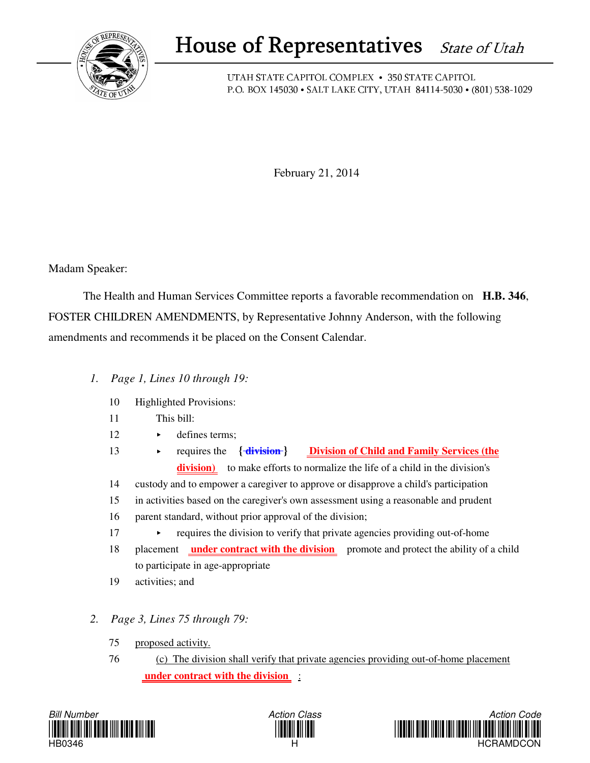# House of Representatives *State of Utah*

UTAH STATE CAPITOL COMPLEX • 350 STATE CAPITOL
P.O. BOX 145030 • SALT LAKE CITY, UTAH 84114-5030 • (801) 538-1029

February 21, 2014

Madam Speaker:

The Health and Human Services Committee reports a favorable recommendation on **H.B. 346**, FOSTER CHILDREN AMENDMENTS, by Representative Johnny Anderson, with the following amendments and recommends it be placed on the Consent Calendar.

1. *Page 1, Lines 10 through 19:*

10 Highlighted Provisions:

11 This bill:

12 ▸ defines terms;

13 ▸ requires the {~~division~~} **Division of Child and Family Services (the division)** to make efforts to normalize the life of a child in the division's

14 custody and to empower a caregiver to approve or disapprove a child's participation

15 in activities based on the caregiver's own assessment using a reasonable and prudent

16 parent standard, without prior approval of the division;

17 ▸ requires the division to verify that private agencies providing out-of-home

18 placement **under contract with the division** promote and protect the ability of a child to participate in age-appropriate

19 activities; and

2. *Page 3, Lines 75 through 79:*

75 proposed activity.

76 (c) The division shall verify that private agencies providing out-of-home placement **under contract with the division** :

HB0346 H HCRAMDCON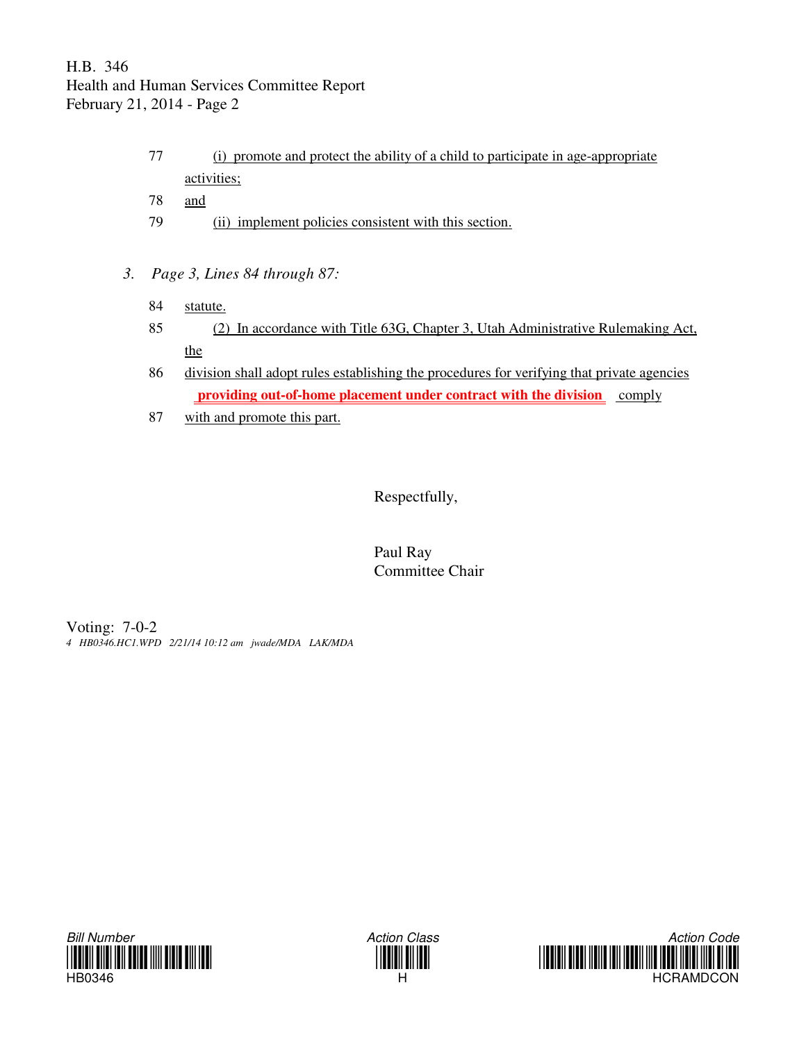77 (i) promote and protect the ability of a child to participate in age-appropriate activities;

78 and

79 (ii) implement policies consistent with this section.

3. *Page 3, Lines 84 through 87:*

84 statute.

85 (2) In accordance with Title 63G, Chapter 3, Utah Administrative Rulemaking Act, the

86 division shall adopt rules establishing the procedures for verifying that private agencies **providing out-of-home placement under contract with the division** comply

87 with and promote this part.

Respectfully,

Paul Ray
Committee Chair

Voting: 7-0-2

*4 HB0346.HC1.WPD 2/21/14 10:12 am jwade/MDA LAK/MDA*

Bill Number
HB0346

Action Class
H

Action Code
HCRAMDCON